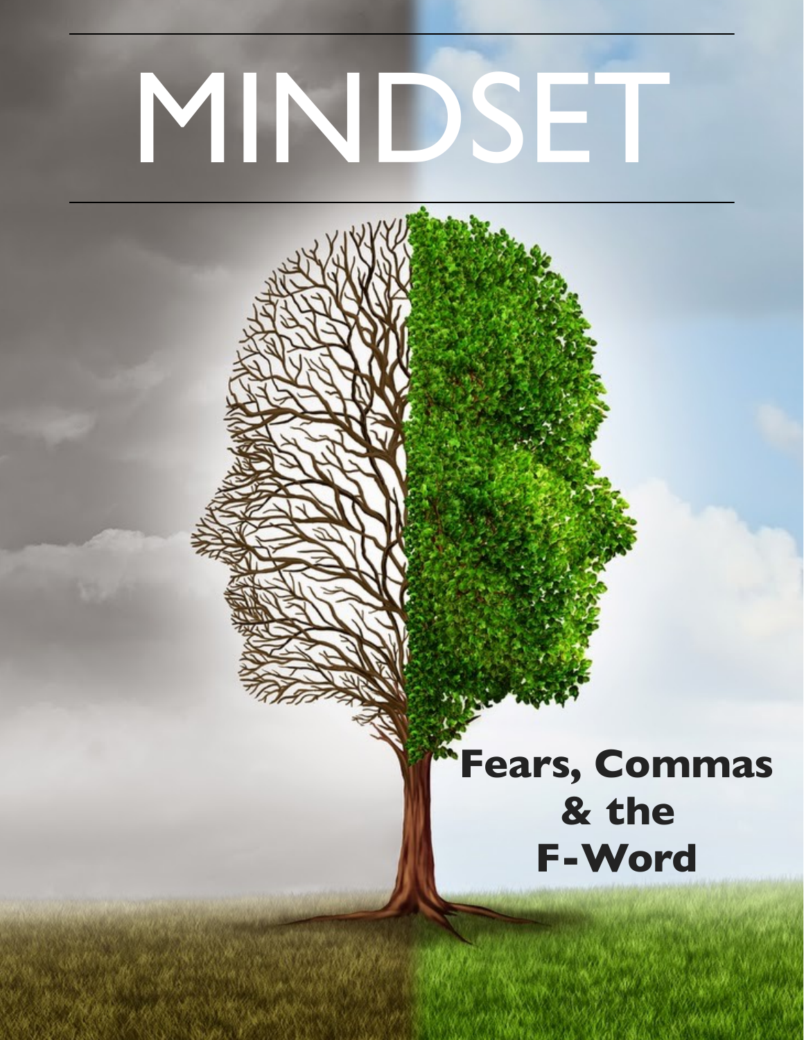# MINDSET

## Fears, Commas & the F-Word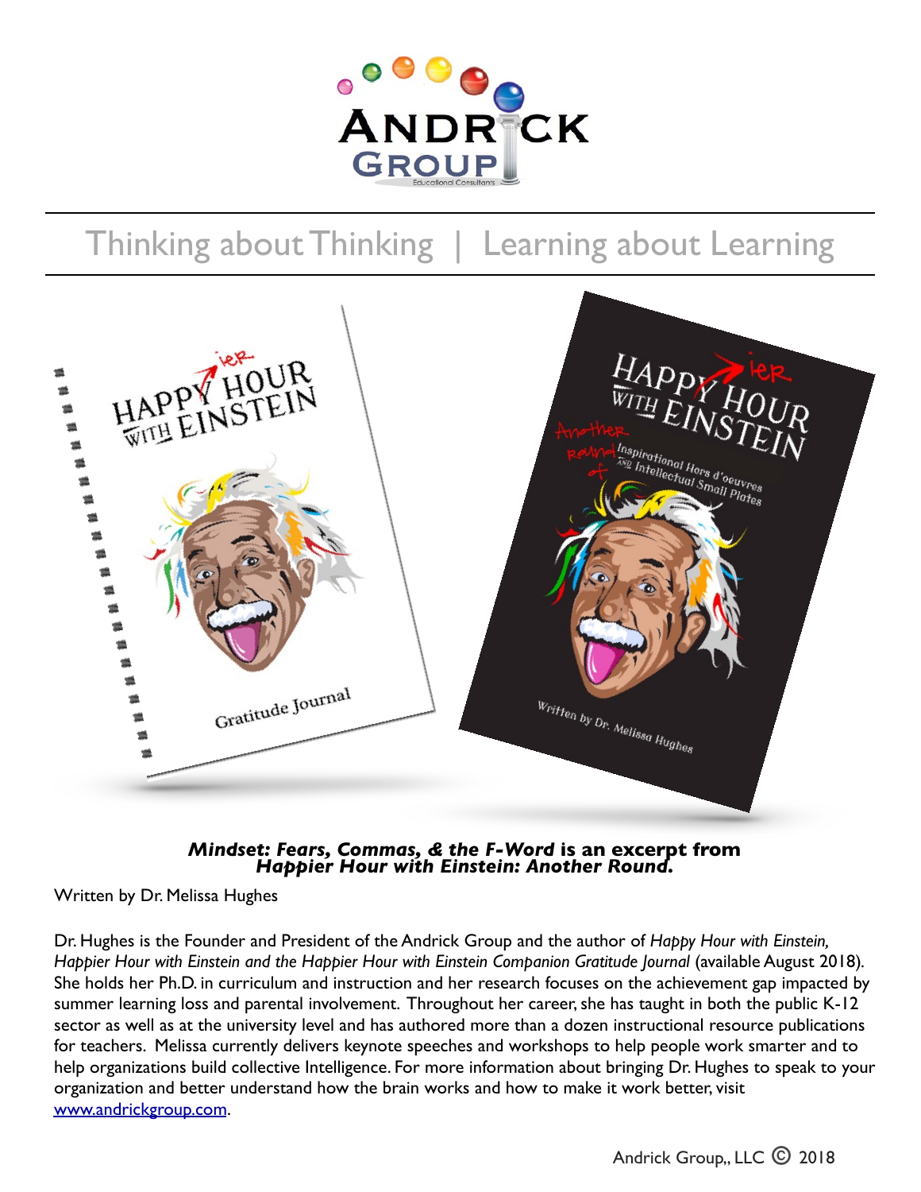Thinking about Thinking | Learning about Learning

***Mindset: Fears, Commas, & the F-Word* is an excerpt from *Happier Hour with Einstein: Another Round.***

Written by Dr. Melissa Hughes

Dr. Hughes is the Founder and President of the Andrick Group and the author of *Happy Hour with Einstein, Happier Hour with Einstein and the Happier Hour with Einstein Companion Gratitude Journal* (available August 2018). She holds her Ph.D. in curriculum and instruction and her research focuses on the achievement gap impacted by summer learning loss and parental involvement. Throughout her career, she has taught in both the public K-12 sector as well as at the university level and has authored more than a dozen instructional resource publications for teachers. Melissa currently delivers keynote speeches and workshops to help people work smarter and to help organizations build collective Intelligence. For more information about bringing Dr. Hughes to speak to your organization and better understand how the brain works and how to make it work better, visit [www.andrickgroup.com](www.andrickgroup.com).

Andrick Group,, LLC © 2018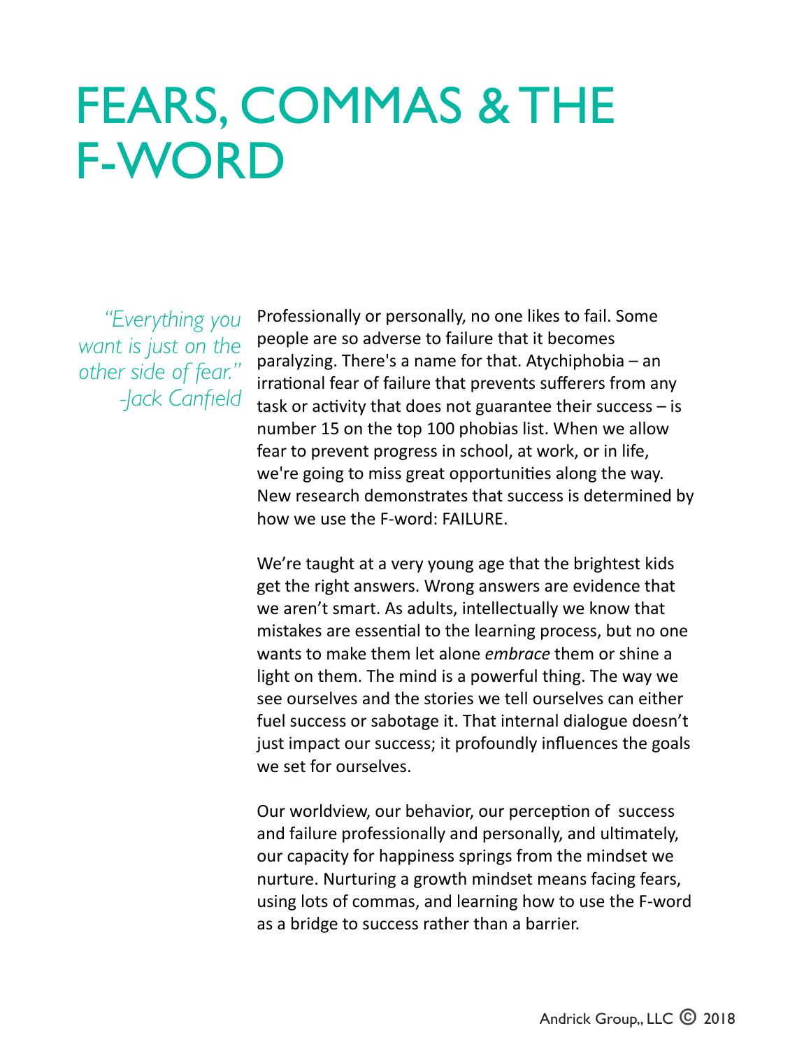# FEARS, COMMAS & THE F-WORD

*"Everything you want is just on the other side of fear." -Jack Canfield*

Professionally or personally, no one likes to fail. Some people are so adverse to failure that it becomes paralyzing. There's a name for that. Atychiphobia – an irrational fear of failure that prevents sufferers from any task or activity that does not guarantee their success – is number 15 on the top 100 phobias list. When we allow fear to prevent progress in school, at work, or in life, we're going to miss great opportunities along the way. New research demonstrates that success is determined by how we use the F-word: FAILURE.

We're taught at a very young age that the brightest kids get the right answers. Wrong answers are evidence that we aren't smart. As adults, intellectually we know that mistakes are essential to the learning process, but no one wants to make them let alone *embrace* them or shine a light on them. The mind is a powerful thing. The way we see ourselves and the stories we tell ourselves can either fuel success or sabotage it. That internal dialogue doesn't just impact our success; it profoundly influences the goals we set for ourselves.

Our worldview, our behavior, our perception of success and failure professionally and personally, and ultimately, our capacity for happiness springs from the mindset we nurture. Nurturing a growth mindset means facing fears, using lots of commas, and learning how to use the F-word as a bridge to success rather than a barrier.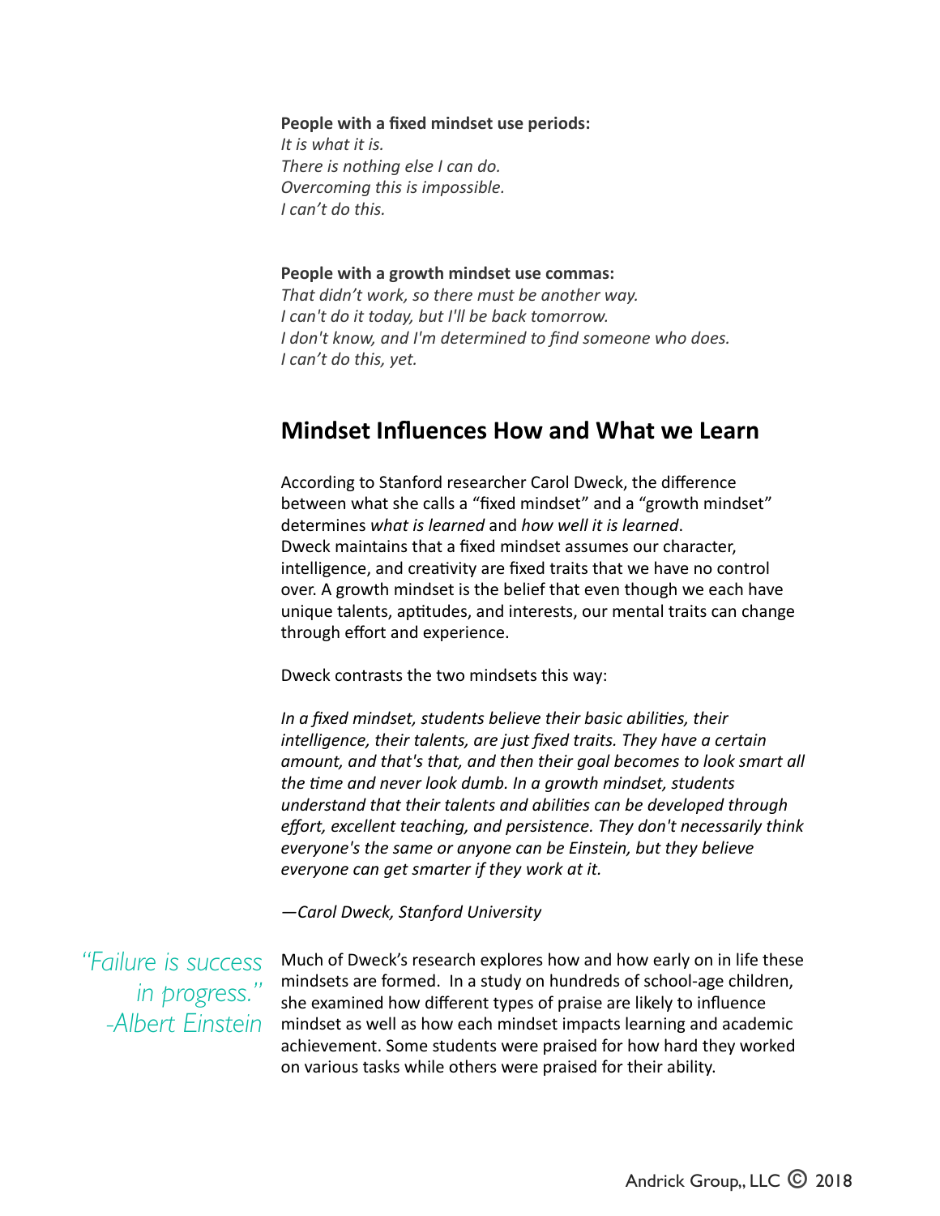**People with a fixed mindset use periods:**
*It is what it is.*
*There is nothing else I can do.*
*Overcoming this is impossible.*
*I can't do this.*

**People with a growth mindset use commas:**
*That didn't work, so there must be another way.*
*I can't do it today, but I'll be back tomorrow.*
*I don't know, and I'm determined to find someone who does.*
*I can't do this, yet.*

## Mindset Influences How and What we Learn

According to Stanford researcher Carol Dweck, the difference between what she calls a "fixed mindset" and a "growth mindset" determines *what is learned* and *how well it is learned*. Dweck maintains that a fixed mindset assumes our character, intelligence, and creativity are fixed traits that we have no control over. A growth mindset is the belief that even though we each have unique talents, aptitudes, and interests, our mental traits can change through effort and experience.

Dweck contrasts the two mindsets this way:

*In a fixed mindset, students believe their basic abilities, their intelligence, their talents, are just fixed traits. They have a certain amount, and that's that, and then their goal becomes to look smart all the time and never look dumb. In a growth mindset, students understand that their talents and abilities can be developed through effort, excellent teaching, and persistence. They don't necessarily think everyone's the same or anyone can be Einstein, but they believe everyone can get smarter if they work at it.*

*—Carol Dweck, Stanford University*

*"Failure is success in progress." -Albert Einstein*

Much of Dweck's research explores how and how early on in life these mindsets are formed. In a study on hundreds of school-age children, she examined how different types of praise are likely to influence mindset as well as how each mindset impacts learning and academic achievement. Some students were praised for how hard they worked on various tasks while others were praised for their ability.

Andrick Group,, LLC © 2018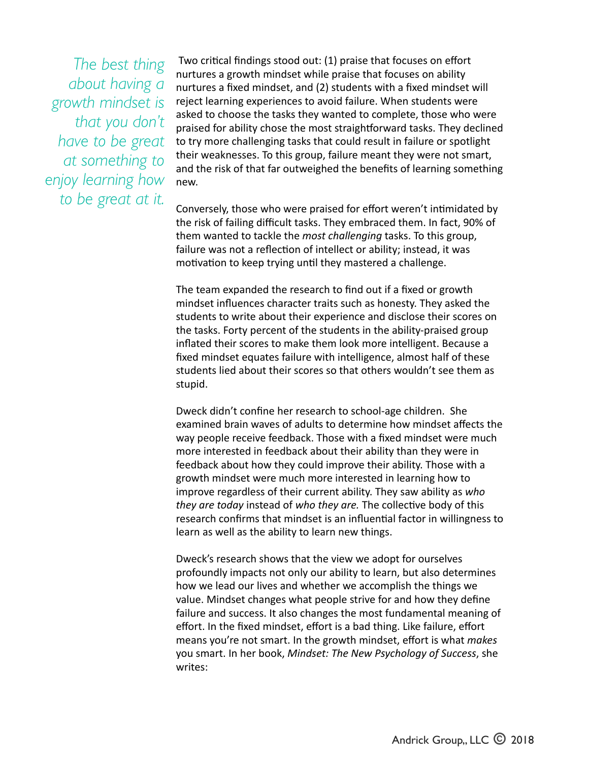*The best thing about having a growth mindset is that you don't have to be great at something to enjoy learning how to be great at it.*

Two critical findings stood out: (1) praise that focuses on effort nurtures a growth mindset while praise that focuses on ability nurtures a fixed mindset, and (2) students with a fixed mindset will reject learning experiences to avoid failure. When students were asked to choose the tasks they wanted to complete, those who were praised for ability chose the most straightforward tasks. They declined to try more challenging tasks that could result in failure or spotlight their weaknesses. To this group, failure meant they were not smart, and the risk of that far outweighed the benefits of learning something new.

Conversely, those who were praised for effort weren't intimidated by the risk of failing difficult tasks. They embraced them. In fact, 90% of them wanted to tackle the *most challenging* tasks. To this group, failure was not a reflection of intellect or ability; instead, it was motivation to keep trying until they mastered a challenge.

The team expanded the research to find out if a fixed or growth mindset influences character traits such as honesty. They asked the students to write about their experience and disclose their scores on the tasks. Forty percent of the students in the ability-praised group inflated their scores to make them look more intelligent. Because a fixed mindset equates failure with intelligence, almost half of these students lied about their scores so that others wouldn't see them as stupid.

Dweck didn't confine her research to school-age children. She examined brain waves of adults to determine how mindset affects the way people receive feedback. Those with a fixed mindset were much more interested in feedback about their ability than they were in feedback about how they could improve their ability. Those with a growth mindset were much more interested in learning how to improve regardless of their current ability. They saw ability as *who they are today* instead of *who they are.* The collective body of this research confirms that mindset is an influential factor in willingness to learn as well as the ability to learn new things.

Dweck's research shows that the view we adopt for ourselves profoundly impacts not only our ability to learn, but also determines how we lead our lives and whether we accomplish the things we value. Mindset changes what people strive for and how they define failure and success. It also changes the most fundamental meaning of effort. In the fixed mindset, effort is a bad thing. Like failure, effort means you're not smart. In the growth mindset, effort is what *makes* you smart. In her book, *Mindset: The New Psychology of Success*, she writes: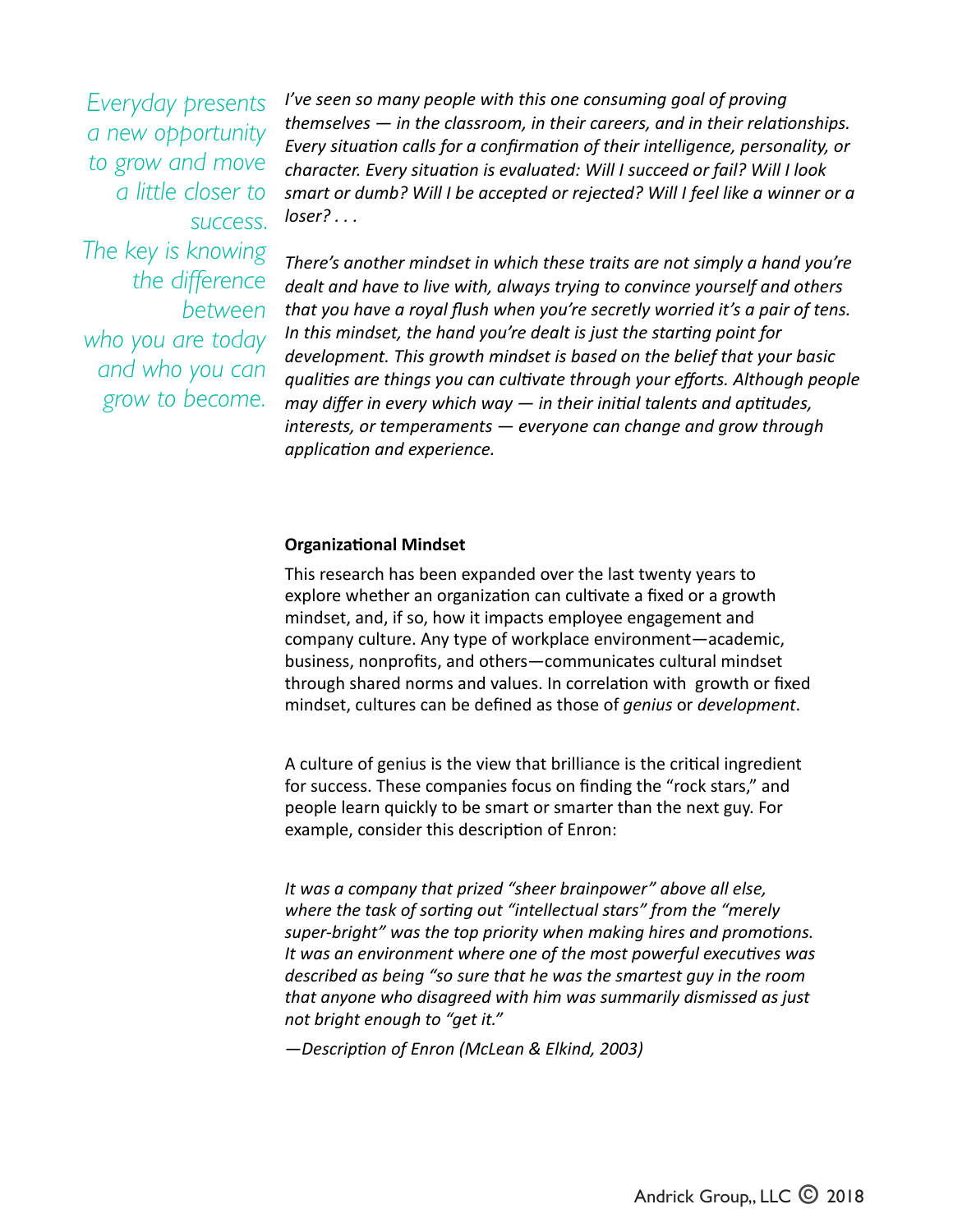*Everyday presents a new opportunity to grow and move a little closer to success. The key is knowing the difference between who you are today and who you can grow to become.*

*I've seen so many people with this one consuming goal of proving themselves — in the classroom, in their careers, and in their relationships. Every situation calls for a confirmation of their intelligence, personality, or character. Every situation is evaluated: Will I succeed or fail? Will I look smart or dumb? Will I be accepted or rejected? Will I feel like a winner or a loser? . . .*

*There's another mindset in which these traits are not simply a hand you're dealt and have to live with, always trying to convince yourself and others that you have a royal flush when you're secretly worried it's a pair of tens. In this mindset, the hand you're dealt is just the starting point for development. This growth mindset is based on the belief that your basic qualities are things you can cultivate through your efforts. Although people may differ in every which way — in their initial talents and aptitudes, interests, or temperaments — everyone can change and grow through application and experience.*

**Organizational Mindset**

This research has been expanded over the last twenty years to explore whether an organization can cultivate a fixed or a growth mindset, and, if so, how it impacts employee engagement and company culture. Any type of workplace environment—academic, business, nonprofits, and others—communicates cultural mindset through shared norms and values. In correlation with growth or fixed mindset, cultures can be defined as those of *genius* or *development*.

A culture of genius is the view that brilliance is the critical ingredient for success. These companies focus on finding the "rock stars," and people learn quickly to be smart or smarter than the next guy. For example, consider this description of Enron:

*It was a company that prized "sheer brainpower" above all else, where the task of sorting out "intellectual stars" from the "merely super-bright" was the top priority when making hires and promotions. It was an environment where one of the most powerful executives was described as being "so sure that he was the smartest guy in the room that anyone who disagreed with him was summarily dismissed as just not bright enough to "get it."*

*—Description of Enron (McLean & Elkind, 2003)*

Andrick Group,, LLC © 2018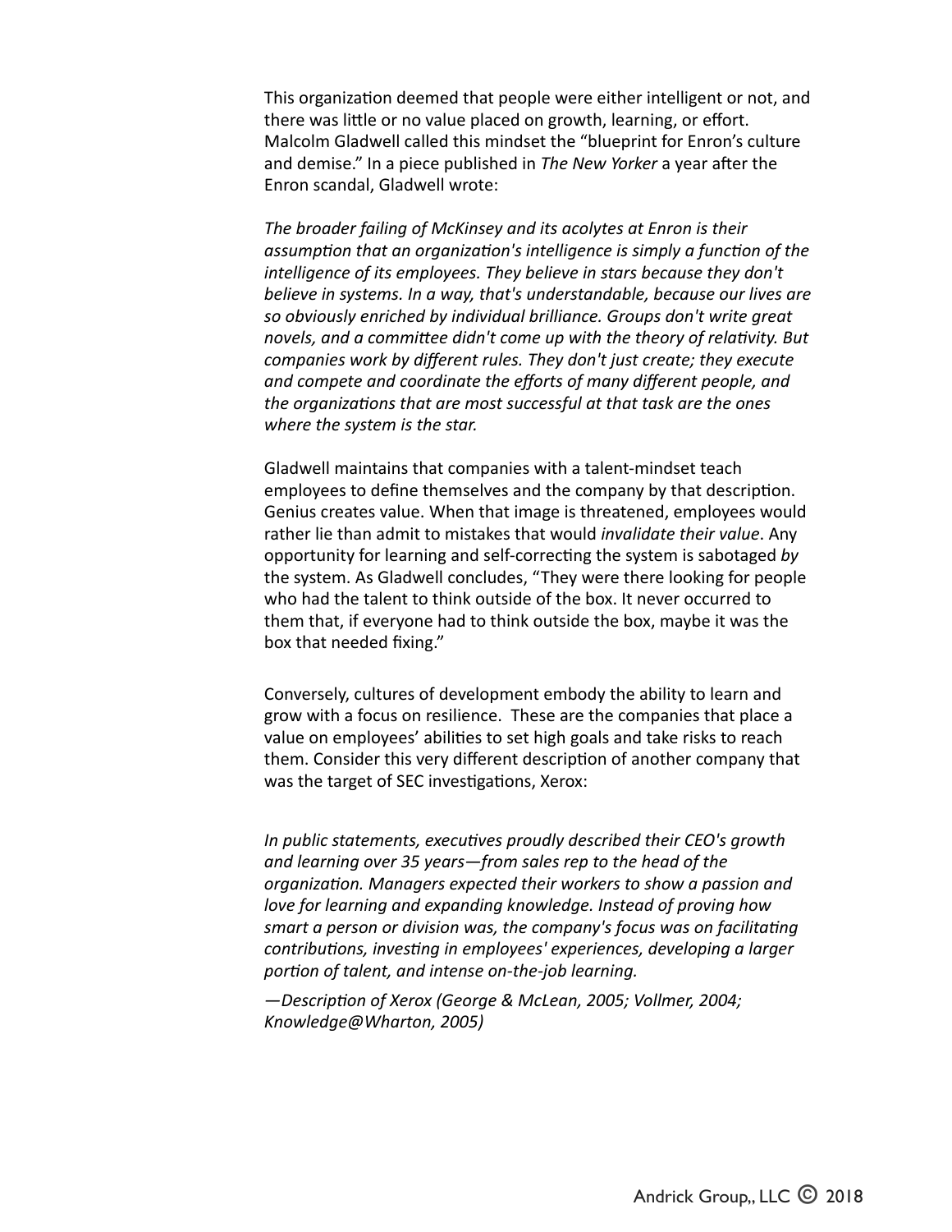This organization deemed that people were either intelligent or not, and there was little or no value placed on growth, learning, or effort. Malcolm Gladwell called this mindset the "blueprint for Enron's culture and demise." In a piece published in *The New Yorker* a year after the Enron scandal, Gladwell wrote:

*The broader failing of McKinsey and its acolytes at Enron is their assumption that an organization's intelligence is simply a function of the intelligence of its employees. They believe in stars because they don't believe in systems. In a way, that's understandable, because our lives are so obviously enriched by individual brilliance. Groups don't write great novels, and a committee didn't come up with the theory of relativity. But companies work by different rules. They don't just create; they execute and compete and coordinate the efforts of many different people, and the organizations that are most successful at that task are the ones where the system is the star.*

Gladwell maintains that companies with a talent-mindset teach employees to define themselves and the company by that description. Genius creates value. When that image is threatened, employees would rather lie than admit to mistakes that would *invalidate their value*. Any opportunity for learning and self-correcting the system is sabotaged *by* the system. As Gladwell concludes, "They were there looking for people who had the talent to think outside of the box. It never occurred to them that, if everyone had to think outside the box, maybe it was the box that needed fixing."

Conversely, cultures of development embody the ability to learn and grow with a focus on resilience. These are the companies that place a value on employees' abilities to set high goals and take risks to reach them. Consider this very different description of another company that was the target of SEC investigations, Xerox:

*In public statements, executives proudly described their CEO's growth and learning over 35 years—from sales rep to the head of the organization. Managers expected their workers to show a passion and love for learning and expanding knowledge. Instead of proving how smart a person or division was, the company's focus was on facilitating contributions, investing in employees' experiences, developing a larger portion of talent, and intense on-the-job learning.*

*—Description of Xerox (George & McLean, 2005; Vollmer, 2004; Knowledge@Wharton, 2005)*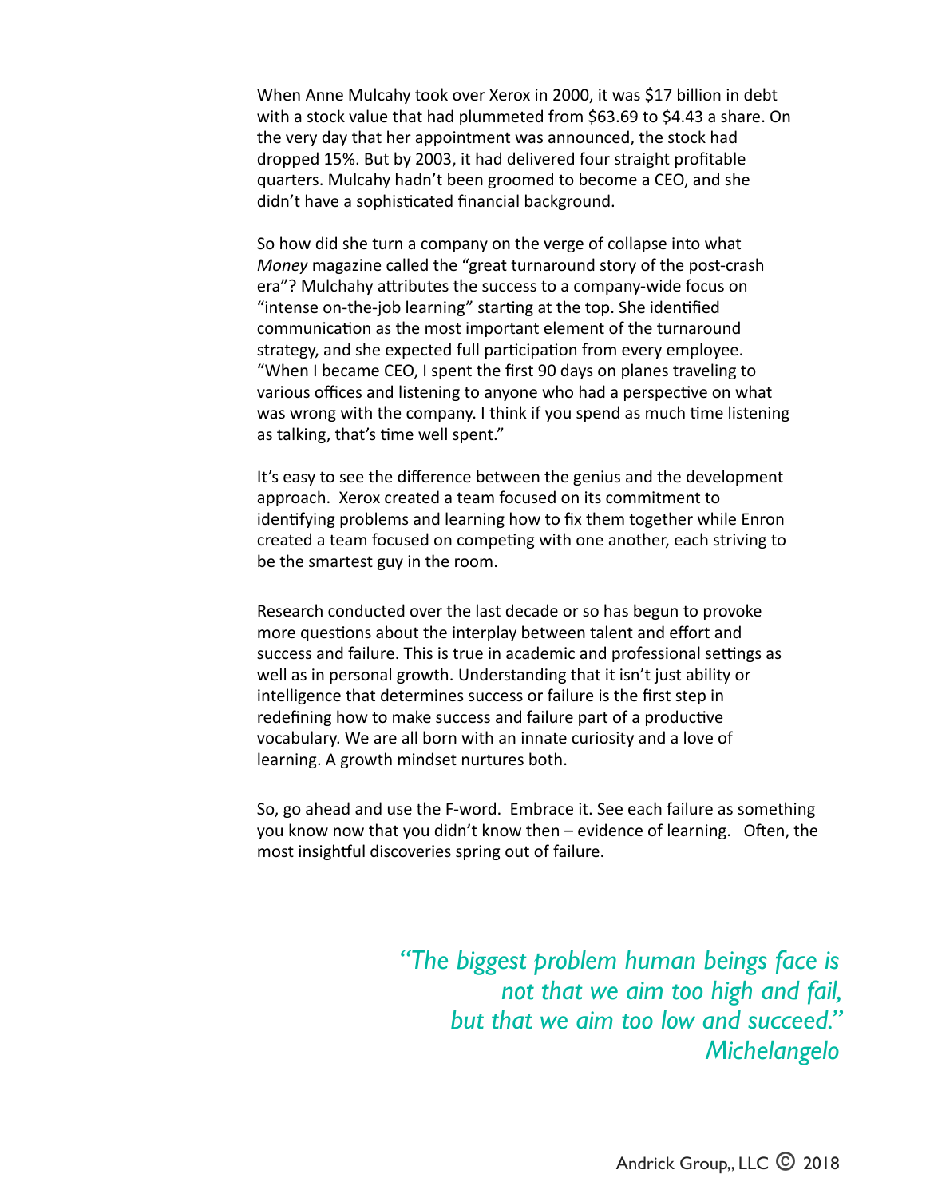When Anne Mulcahy took over Xerox in 2000, it was $17 billion in debt with a stock value that had plummeted from $63.69 to $4.43 a share. On the very day that her appointment was announced, the stock had dropped 15%. But by 2003, it had delivered four straight profitable quarters. Mulcahy hadn't been groomed to become a CEO, and she didn't have a sophisticated financial background.

So how did she turn a company on the verge of collapse into what *Money* magazine called the "great turnaround story of the post-crash era"? Mulchahy attributes the success to a company-wide focus on "intense on-the-job learning" starting at the top. She identified communication as the most important element of the turnaround strategy, and she expected full participation from every employee. "When I became CEO, I spent the first 90 days on planes traveling to various offices and listening to anyone who had a perspective on what was wrong with the company. I think if you spend as much time listening as talking, that's time well spent."

It's easy to see the difference between the genius and the development approach. Xerox created a team focused on its commitment to identifying problems and learning how to fix them together while Enron created a team focused on competing with one another, each striving to be the smartest guy in the room.

Research conducted over the last decade or so has begun to provoke more questions about the interplay between talent and effort and success and failure. This is true in academic and professional settings as well as in personal growth. Understanding that it isn't just ability or intelligence that determines success or failure is the first step in redefining how to make success and failure part of a productive vocabulary. We are all born with an innate curiosity and a love of learning. A growth mindset nurtures both.

So, go ahead and use the F-word. Embrace it. See each failure as something you know now that you didn't know then – evidence of learning. Often, the most insightful discoveries spring out of failure.

*"The biggest problem human beings face is not that we aim too high and fail, but that we aim too low and succeed."*
*Michelangelo*

Andrick Group,, LLC © 2018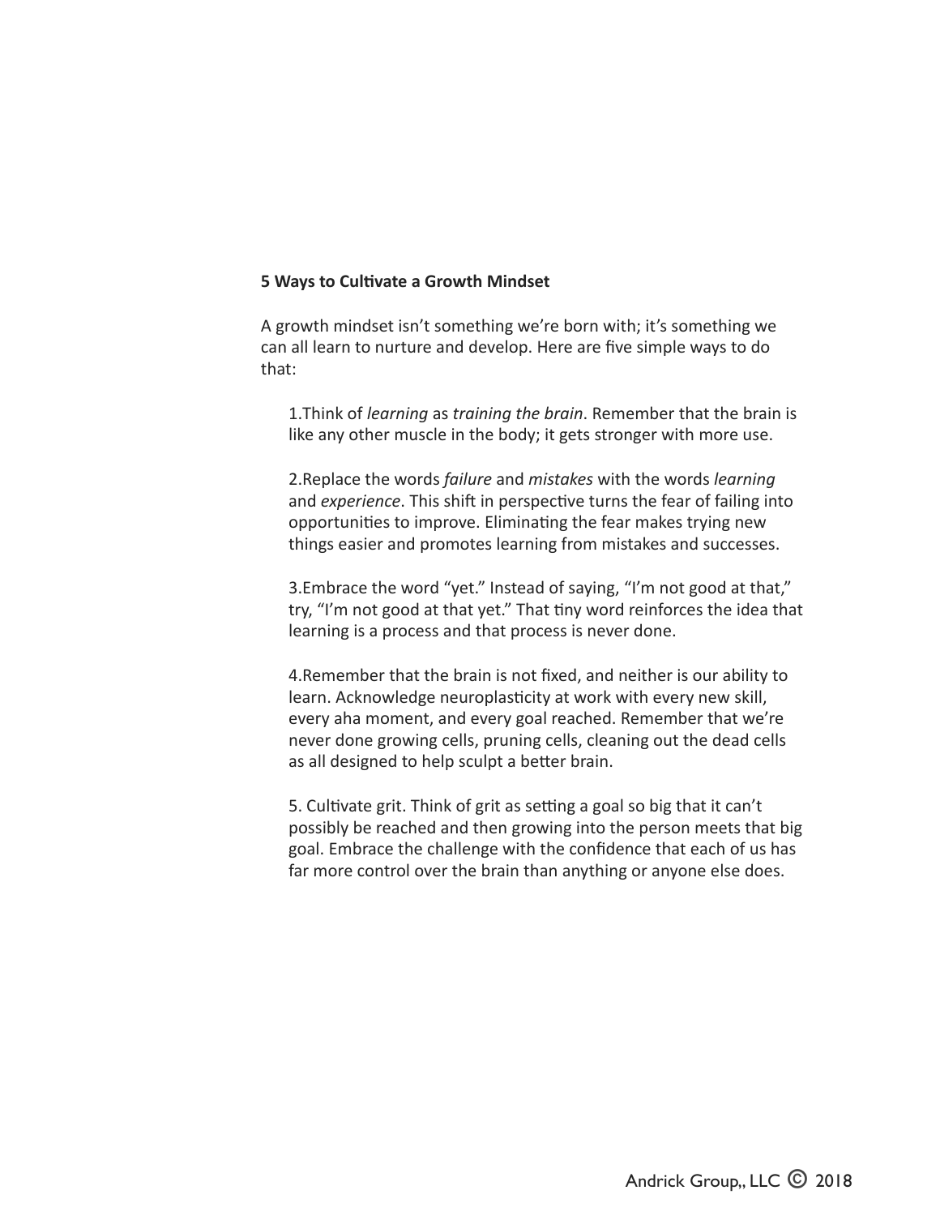**5 Ways to Cultivate a Growth Mindset**

A growth mindset isn't something we're born with; it's something we can all learn to nurture and develop. Here are five simple ways to do that:

1. Think of *learning* as *training the brain*. Remember that the brain is like any other muscle in the body; it gets stronger with more use.

2. Replace the words *failure* and *mistakes* with the words *learning* and *experience*. This shift in perspective turns the fear of failing into opportunities to improve. Eliminating the fear makes trying new things easier and promotes learning from mistakes and successes.

3. Embrace the word "yet." Instead of saying, "I'm not good at that," try, "I'm not good at that yet." That tiny word reinforces the idea that learning is a process and that process is never done.

4. Remember that the brain is not fixed, and neither is our ability to learn. Acknowledge neuroplasticity at work with every new skill, every aha moment, and every goal reached. Remember that we're never done growing cells, pruning cells, cleaning out the dead cells as all designed to help sculpt a better brain.

5. Cultivate grit. Think of grit as setting a goal so big that it can't possibly be reached and then growing into the person meets that big goal. Embrace the challenge with the confidence that each of us has far more control over the brain than anything or anyone else does.